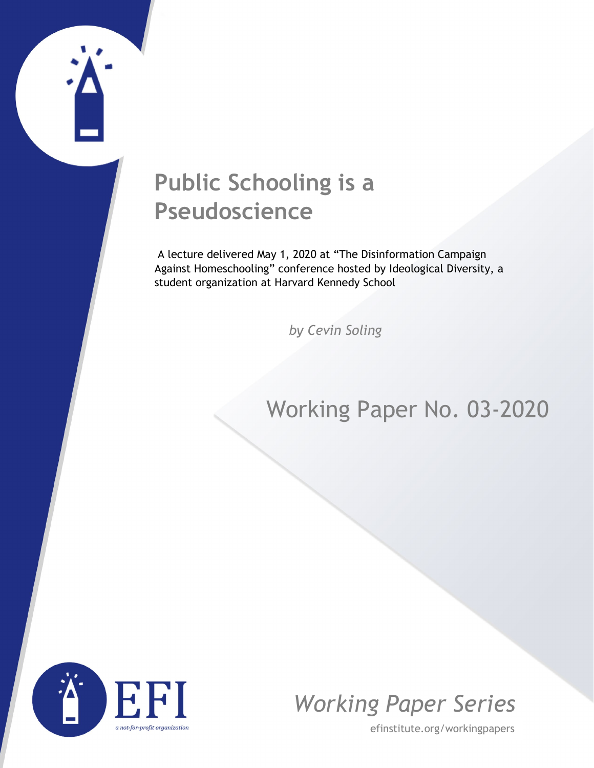# Public Schooling is a Pseudoscience

A lecture delivered May 1, 2020 at "The Disinformation Campaign Against Homeschooling" conference hosted by Ideological Diversity, a student organization at Harvard Kennedy School

*by Cevin Soling*

Working Paper No. 03-2020

EFI

*a not-for-profit organization*

*Working Paper Series*

efinstitute.org/workingpapers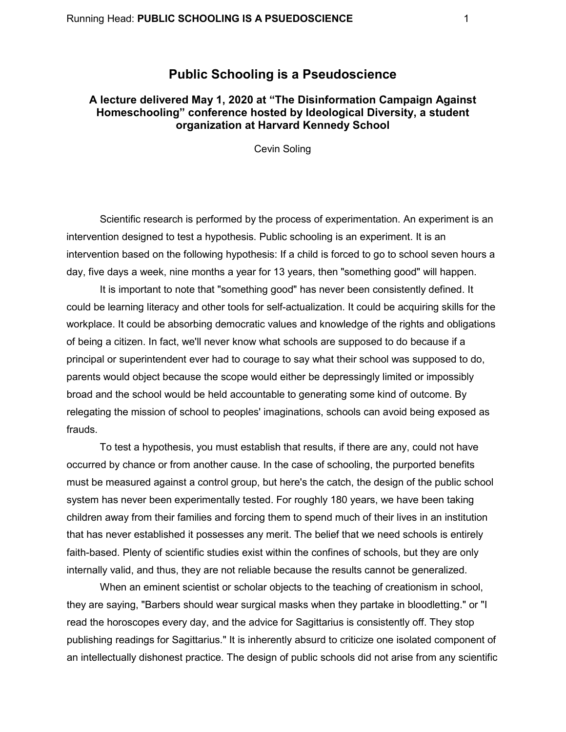# Public Schooling is a Pseudoscience

### A lecture delivered May 1, 2020 at "The Disinformation Campaign Against Homeschooling" conference hosted by Ideological Diversity, a student organization at Harvard Kennedy School

Cevin Soling

Scientific research is performed by the process of experimentation. An experiment is an intervention designed to test a hypothesis. Public schooling is an experiment. It is an intervention based on the following hypothesis: If a child is forced to go to school seven hours a day, five days a week, nine months a year for 13 years, then "something good" will happen.

It is important to note that "something good" has never been consistently defined. It could be learning literacy and other tools for self-actualization. It could be acquiring skills for the workplace. It could be absorbing democratic values and knowledge of the rights and obligations of being a citizen. In fact, we'll never know what schools are supposed to do because if a principal or superintendent ever had to courage to say what their school was supposed to do, parents would object because the scope would either be depressingly limited or impossibly broad and the school would be held accountable to generating some kind of outcome. By relegating the mission of school to peoples' imaginations, schools can avoid being exposed as frauds.

To test a hypothesis, you must establish that results, if there are any, could not have occurred by chance or from another cause. In the case of schooling, the purported benefits must be measured against a control group, but here's the catch, the design of the public school system has never been experimentally tested. For roughly 180 years, we have been taking children away from their families and forcing them to spend much of their lives in an institution that has never established it possesses any merit. The belief that we need schools is entirely faith-based. Plenty of scientific studies exist within the confines of schools, but they are only internally valid, and thus, they are not reliable because the results cannot be generalized.

When an eminent scientist or scholar objects to the teaching of creationism in school, they are saying, "Barbers should wear surgical masks when they partake in bloodletting." or "I read the horoscopes every day, and the advice for Sagittarius is consistently off. They stop publishing readings for Sagittarius." It is inherently absurd to criticize one isolated component of an intellectually dishonest practice. The design of public schools did not arise from any scientific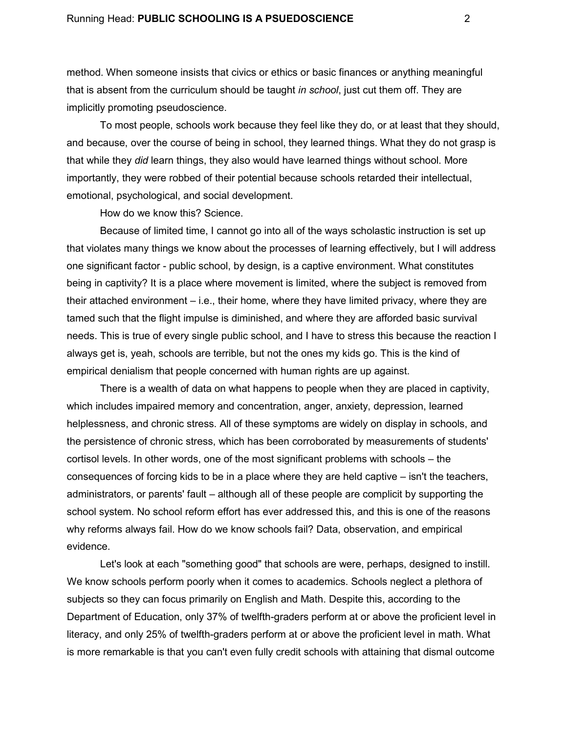method. When someone insists that civics or ethics or basic finances or anything meaningful that is absent from the curriculum should be taught *in school*, just cut them off. They are implicitly promoting pseudoscience.

To most people, schools work because they feel like they do, or at least that they should, and because, over the course of being in school, they learned things. What they do not grasp is that while they *did* learn things, they also would have learned things without school. More importantly, they were robbed of their potential because schools retarded their intellectual, emotional, psychological, and social development.

How do we know this? Science.

Because of limited time, I cannot go into all of the ways scholastic instruction is set up that violates many things we know about the processes of learning effectively, but I will address one significant factor - public school, by design, is a captive environment. What constitutes being in captivity? It is a place where movement is limited, where the subject is removed from their attached environment – i.e., their home, where they have limited privacy, where they are tamed such that the flight impulse is diminished, and where they are afforded basic survival needs. This is true of every single public school, and I have to stress this because the reaction I always get is, yeah, schools are terrible, but not the ones my kids go. This is the kind of empirical denialism that people concerned with human rights are up against.

There is a wealth of data on what happens to people when they are placed in captivity, which includes impaired memory and concentration, anger, anxiety, depression, learned helplessness, and chronic stress. All of these symptoms are widely on display in schools, and the persistence of chronic stress, which has been corroborated by measurements of students' cortisol levels. In other words, one of the most significant problems with schools – the consequences of forcing kids to be in a place where they are held captive – isn't the teachers, administrators, or parents' fault – although all of these people are complicit by supporting the school system. No school reform effort has ever addressed this, and this is one of the reasons why reforms always fail. How do we know schools fail? Data, observation, and empirical evidence.

Let's look at each "something good" that schools are were, perhaps, designed to instill. We know schools perform poorly when it comes to academics. Schools neglect a plethora of subjects so they can focus primarily on English and Math. Despite this, according to the Department of Education, only 37% of twelfth-graders perform at or above the proficient level in literacy, and only 25% of twelfth-graders perform at or above the proficient level in math. What is more remarkable is that you can't even fully credit schools with attaining that dismal outcome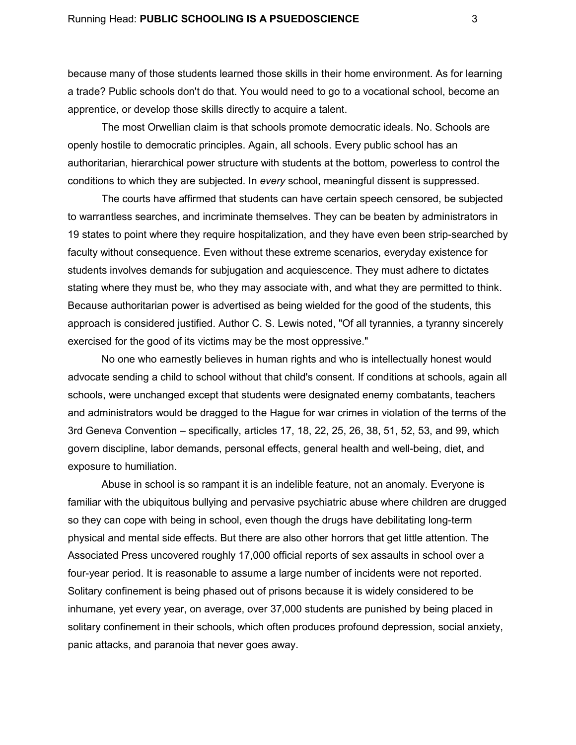because many of those students learned those skills in their home environment. As for learning a trade? Public schools don't do that. You would need to go to a vocational school, become an apprentice, or develop those skills directly to acquire a talent.

The most Orwellian claim is that schools promote democratic ideals. No. Schools are openly hostile to democratic principles. Again, all schools. Every public school has an authoritarian, hierarchical power structure with students at the bottom, powerless to control the conditions to which they are subjected. In *every* school, meaningful dissent is suppressed.

The courts have affirmed that students can have certain speech censored, be subjected to warrantless searches, and incriminate themselves. They can be beaten by administrators in 19 states to point where they require hospitalization, and they have even been strip-searched by faculty without consequence. Even without these extreme scenarios, everyday existence for students involves demands for subjugation and acquiescence. They must adhere to dictates stating where they must be, who they may associate with, and what they are permitted to think. Because authoritarian power is advertised as being wielded for the good of the students, this approach is considered justified. Author C. S. Lewis noted, "Of all tyrannies, a tyranny sincerely exercised for the good of its victims may be the most oppressive."

No one who earnestly believes in human rights and who is intellectually honest would advocate sending a child to school without that child's consent. If conditions at schools, again all schools, were unchanged except that students were designated enemy combatants, teachers and administrators would be dragged to the Hague for war crimes in violation of the terms of the 3rd Geneva Convention – specifically, articles 17, 18, 22, 25, 26, 38, 51, 52, 53, and 99, which govern discipline, labor demands, personal effects, general health and well-being, diet, and exposure to humiliation.

Abuse in school is so rampant it is an indelible feature, not an anomaly. Everyone is familiar with the ubiquitous bullying and pervasive psychiatric abuse where children are drugged so they can cope with being in school, even though the drugs have debilitating long-term physical and mental side effects. But there are also other horrors that get little attention. The Associated Press uncovered roughly 17,000 official reports of sex assaults in school over a four-year period. It is reasonable to assume a large number of incidents were not reported. Solitary confinement is being phased out of prisons because it is widely considered to be inhumane, yet every year, on average, over 37,000 students are punished by being placed in solitary confinement in their schools, which often produces profound depression, social anxiety, panic attacks, and paranoia that never goes away.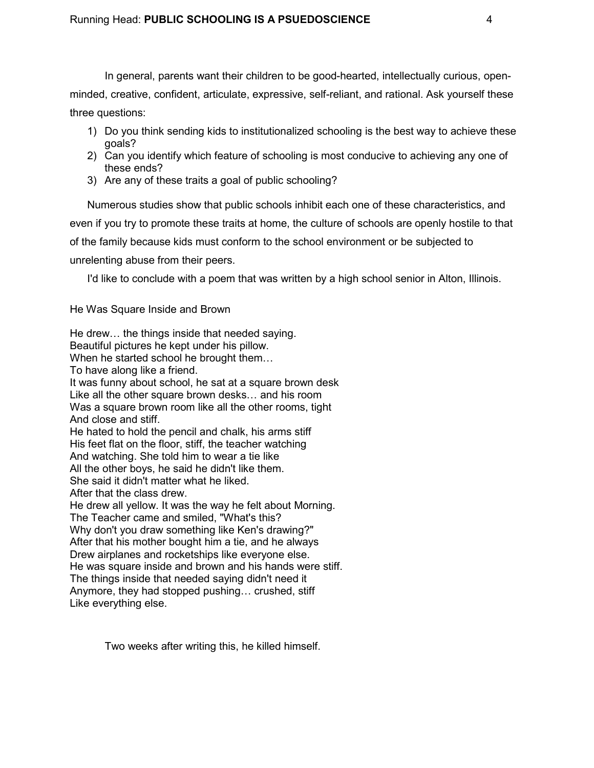In general, parents want their children to be good-hearted, intellectually curious, open-minded, creative, confident, articulate, expressive, self-reliant, and rational. Ask yourself these three questions:

1) Do you think sending kids to institutionalized schooling is the best way to achieve these goals?
2) Can you identify which feature of schooling is most conducive to achieving any one of these ends?
3) Are any of these traits a goal of public schooling?

Numerous studies show that public schools inhibit each one of these characteristics, and even if you try to promote these traits at home, the culture of schools are openly hostile to that of the family because kids must conform to the school environment or be subjected to unrelenting abuse from their peers.

I'd like to conclude with a poem that was written by a high school senior in Alton, Illinois.

He Was Square Inside and Brown

He drew… the things inside that needed saying.  
Beautiful pictures he kept under his pillow.  
When he started school he brought them…  
To have along like a friend.  
It was funny about school, he sat at a square brown desk  
Like all the other square brown desks… and his room  
Was a square brown room like all the other rooms, tight  
And close and stiff.  
He hated to hold the pencil and chalk, his arms stiff  
His feet flat on the floor, stiff, the teacher watching  
And watching. She told him to wear a tie like  
All the other boys, he said he didn't like them.  
She said it didn't matter what he liked.  
After that the class drew.  
He drew all yellow. It was the way he felt about Morning.  
The Teacher came and smiled, "What's this?  
Why don't you draw something like Ken's drawing?"  
After that his mother bought him a tie, and he always  
Drew airplanes and rocketships like everyone else.  
He was square inside and brown and his hands were stiff.  
The things inside that needed saying didn't need it  
Anymore, they had stopped pushing… crushed, stiff  
Like everything else.

Two weeks after writing this, he killed himself.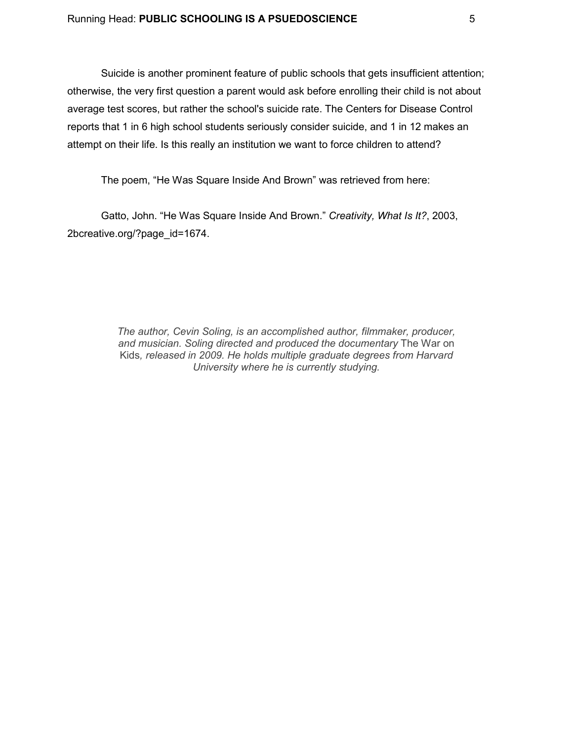Suicide is another prominent feature of public schools that gets insufficient attention; otherwise, the very first question a parent would ask before enrolling their child is not about average test scores, but rather the school's suicide rate. The Centers for Disease Control reports that 1 in 6 high school students seriously consider suicide, and 1 in 12 makes an attempt on their life. Is this really an institution we want to force children to attend?

The poem, "He Was Square Inside And Brown" was retrieved from here:

Gatto, John. "He Was Square Inside And Brown." *Creativity, What Is It?*, 2003, 2bcreative.org/?page_id=1674.

*The author, Cevin Soling, is an accomplished author, filmmaker, producer, and musician. Soling directed and produced the documentary* The War on Kids*, released in 2009. He holds multiple graduate degrees from Harvard University where he is currently studying.*